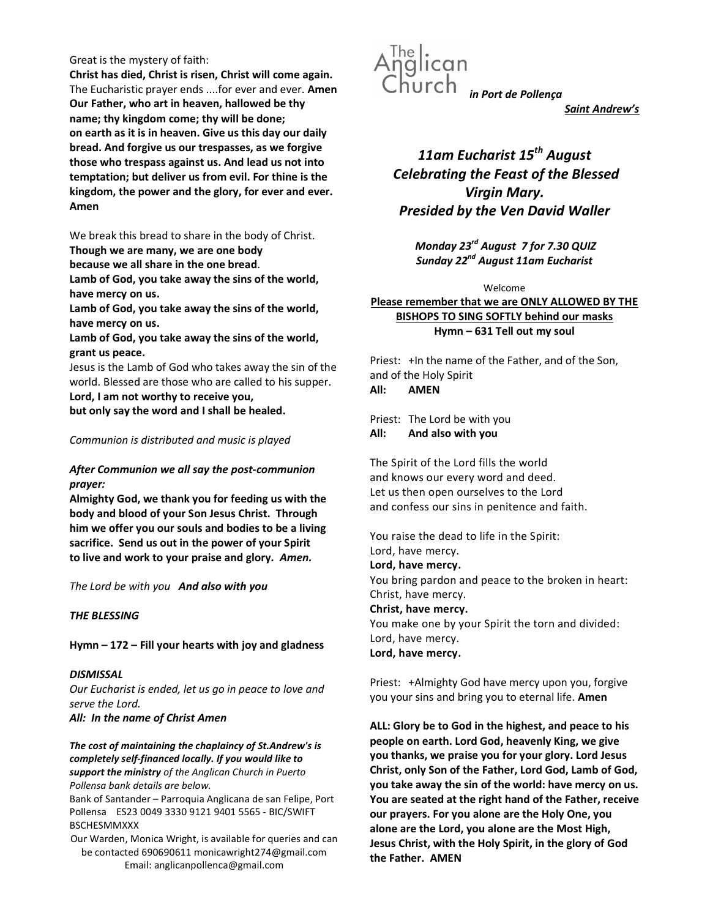Great is the mystery of faith:

**Christ has died, Christ is risen, Christ will come again.**

The Eucharistic prayer ends ....for ever and ever. **Amen**

**Our Father, who art in heaven, hallowed be thy name; thy kingdom come; thy will be done; on earth as it is in heaven. Give us this day our daily bread. And forgive us our trespasses, as we forgive those who trespass against us. And lead us not into temptation; but deliver us from evil. For thine is the kingdom, the power and the glory, for ever and ever. Amen**

We break this bread to share in the body of Christ.

**Though we are many, we are one body because we all share in the one bread**.

**Lamb of God, you take away the sins of the world, have mercy on us.**

**Lamb of God, you take away the sins of the world, have mercy on us.**

**Lamb of God, you take away the sins of the world, grant us peace.**

Jesus is the Lamb of God who takes away the sin of the world. Blessed are those who are called to his supper.

**Lord, I am not worthy to receive you, but only say the word and I shall be healed.**

*Communion is distributed and music is played*

***After Communion we all say the post-communion prayer:***

**Almighty God, we thank you for feeding us with the body and blood of your Son Jesus Christ. Through him we offer you our souls and bodies to be a living sacrifice. Send us out in the power of your Spirit to live and work to your praise and glory. *Amen.***

*The Lord be with you* ***And also with you***

***THE BLESSING***

**Hymn – 172 – Fill your hearts with joy and gladness**

***DISMISSAL***

*Our Eucharist is ended, let us go in peace to love and serve the Lord.*

***All: In the name of Christ Amen***

***The cost of maintaining the chaplaincy of St.Andrew's is completely self-financed locally. If you would like to support the ministry*** *of the Anglican Church in Puerto Pollensa bank details are below.*

Bank of Santander – Parroquia Anglicana de san Felipe, Port Pollensa ES23 0049 3330 9121 9401 5565 - BIC/SWIFT BSCHESMMXXX

Our Warden, Monica Wright, is available for queries and can be contacted 690690611 monicawright274@gmail.com

Email: anglicanpollenca@gmail.com

The Anglican Church *in Port de Pollença*

***Saint Andrew's***

# *11am Eucharist 15th August Celebrating the Feast of the Blessed Virgin Mary. Presided by the Ven David Waller*

***Monday 23rd August 7 for 7.30 QUIZ***
***Sunday 22nd August 11am Eucharist***

Welcome

**Please remember that we are ONLY ALLOWED BY THE BISHOPS TO SING SOFTLY behind our masks**

**Hymn – 631 Tell out my soul**

Priest: +In the name of the Father, and of the Son, and of the Holy Spirit

**All: AMEN**

Priest: The Lord be with you

**All: And also with you**

The Spirit of the Lord fills the world
and knows our every word and deed.
Let us then open ourselves to the Lord
and confess our sins in penitence and faith.

You raise the dead to life in the Spirit:
Lord, have mercy.
**Lord, have mercy.**
You bring pardon and peace to the broken in heart:
Christ, have mercy.
**Christ, have mercy.**
You make one by your Spirit the torn and divided:
Lord, have mercy.
**Lord, have mercy.**

Priest: +Almighty God have mercy upon you, forgive you your sins and bring you to eternal life. **Amen**

**ALL: Glory be to God in the highest, and peace to his people on earth. Lord God, heavenly King, we give you thanks, we praise you for your glory. Lord Jesus Christ, only Son of the Father, Lord God, Lamb of God, you take away the sin of the world: have mercy on us. You are seated at the right hand of the Father, receive our prayers. For you alone are the Holy One, you alone are the Lord, you alone are the Most High, Jesus Christ, with the Holy Spirit, in the glory of God the Father. AMEN**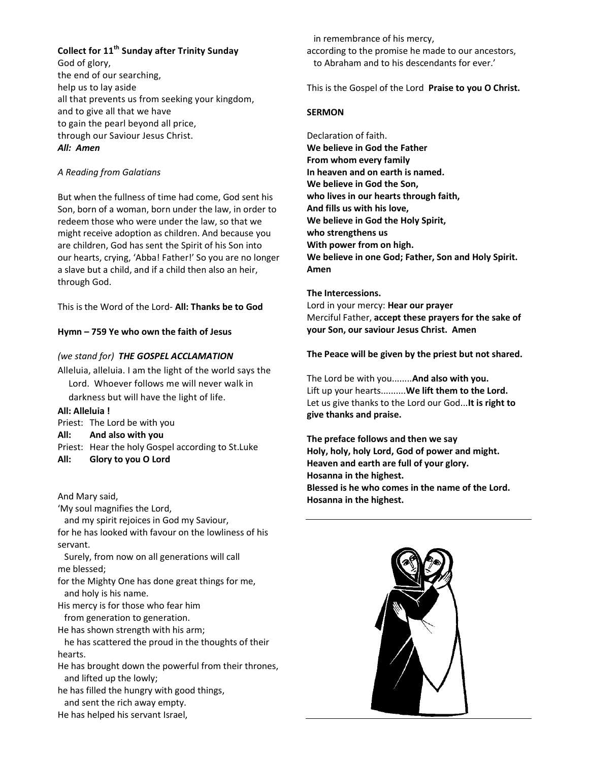**Collect for 11th Sunday after Trinity Sunday**

God of glory,
the end of our searching,
help us to lay aside
all that prevents us from seeking your kingdom,
and to give all that we have
to gain the pearl beyond all price,
through our Saviour Jesus Christ.
***All: Amen***

*A Reading from Galatians*

But when the fullness of time had come, God sent his Son, born of a woman, born under the law, in order to redeem those who were under the law, so that we might receive adoption as children. And because you are children, God has sent the Spirit of his Son into our hearts, crying, 'Abba! Father!' So you are no longer a slave but a child, and if a child then also an heir, through God.

This is the Word of the Lord- **All: Thanks be to God**

**Hymn – 759 Ye who own the faith of Jesus**

*(we stand for)* ***THE GOSPEL ACCLAMATION***

Alleluia, alleluia. I am the light of the world says the Lord. Whoever follows me will never walk in darkness but will have the light of life.

**All: Alleluia !**

Priest: The Lord be with you
**All: And also with you**
Priest: Hear the holy Gospel according to St.Luke
**All: Glory to you O Lord**

And Mary said,
'My soul magnifies the Lord,
and my spirit rejoices in God my Saviour,
for he has looked with favour on the lowliness of his servant.
Surely, from now on all generations will call me blessed;
for the Mighty One has done great things for me,
and holy is his name.
His mercy is for those who fear him
from generation to generation.
He has shown strength with his arm;
he has scattered the proud in the thoughts of their hearts.
He has brought down the powerful from their thrones,
and lifted up the lowly;
he has filled the hungry with good things,
and sent the rich away empty.
He has helped his servant Israel,
in remembrance of his mercy,
according to the promise he made to our ancestors,
to Abraham and to his descendants for ever.'

This is the Gospel of the Lord **Praise to you O Christ.**

**SERMON**

Declaration of faith.
**We believe in God the Father**
**From whom every family**
**In heaven and on earth is named.**
**We believe in God the Son,**
**who lives in our hearts through faith,**
**And fills us with his love,**
**We believe in God the Holy Spirit,**
**who strengthens us**
**With power from on high.**
**We believe in one God; Father, Son and Holy Spirit.**
**Amen**

**The Intercessions.**
Lord in your mercy: **Hear our prayer**
Merciful Father, **accept these prayers for the sake of your Son, our saviour Jesus Christ. Amen**

**The Peace will be given by the priest but not shared.**

The Lord be with you........**And also with you.**
Lift up your hearts..........**We lift them to the Lord.**
Let us give thanks to the Lord our God...**It is right to give thanks and praise.**

**The preface follows and then we say**
**Holy, holy, holy Lord, God of power and might.**
**Heaven and earth are full of your glory.**
**Hosanna in the highest.**
**Blessed is he who comes in the name of the Lord.**
**Hosanna in the highest.**